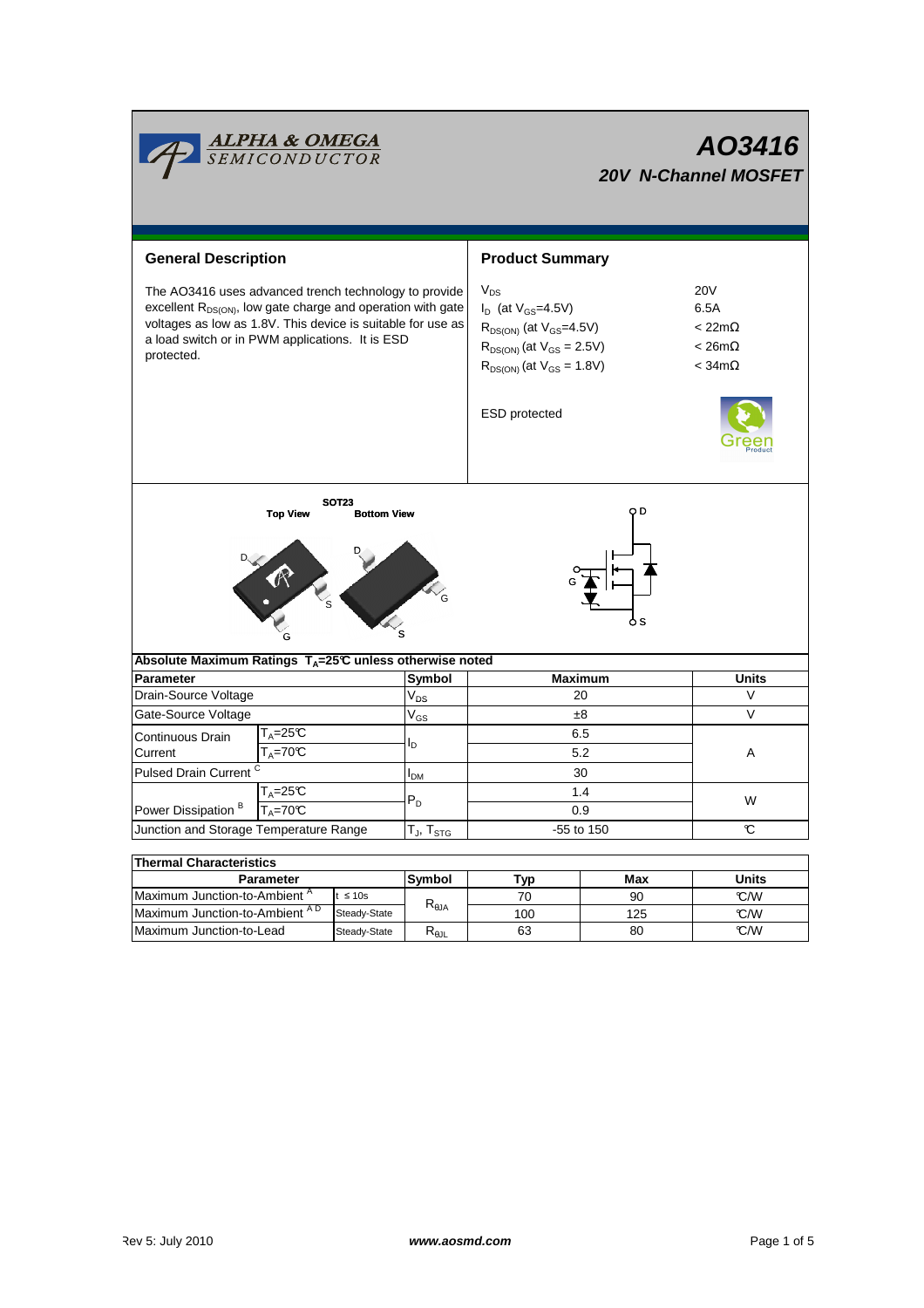# AO3416

## 20V N-Channel MOSFET

## General Description

The AO3416 uses advanced trench technology to provide excellent $R_{DS(ON)}$, low gate charge and operation with gate voltages as low as 1.8V. This device is suitable for use as a load switch or in PWM applications. It is ESD protected.

## Product Summary

| | |
|---|---|
| $V_{DS}$ | 20V |
| $I_D$ (at $V_{GS}$=4.5V) | 6.5A |
| $R_{DS(ON)}$ (at $V_{GS}$=4.5V) | < 22mΩ |
| $R_{DS(ON)}$ (at $V_{GS}$ = 2.5V) | < 26mΩ |
| $R_{DS(ON)}$ (at $V_{GS}$ = 1.8V) | < 34mΩ |

ESD protected

SOT23

Top View    Bottom View

## Absolute Maximum Ratings $T_A$=25℃ unless otherwise noted

| Parameter | | Symbol | Maximum | Units |
|---|---|---|---|---|
| Drain-Source Voltage | | $V_{DS}$ | 20 | V |
| Gate-Source Voltage | | $V_{GS}$ | ±8 | V |
| Continuous Drain Current | $T_A$=25℃ | $I_D$ | 6.5 | A |
| | $T_A$=70℃ | | 5.2 | |
| Pulsed Drain Current [C] | | $I_{DM}$ | 30 | |
| Power Dissipation [B] | $T_A$=25℃ | $P_D$ | 1.4 | W |
| | $T_A$=70℃ | | 0.9 | |
| Junction and Storage Temperature Range | | $T_J$, $T_{STG}$ | -55 to 150 | ℃ |

## Thermal Characteristics

| Parameter | | Symbol | Typ | Max | Units |
|---|---|---|---|---|---|
| Maximum Junction-to-Ambient [A] | t ≤ 10s | $R_{\theta JA}$ | 70 | 90 | ℃/W |
| Maximum Junction-to-Ambient [A D] | Steady-State | | 100 | 125 | ℃/W |
| Maximum Junction-to-Lead | Steady-State | $R_{\theta JL}$ | 63 | 80 | ℃/W |

Rev 5: July 2010    www.aosmd.com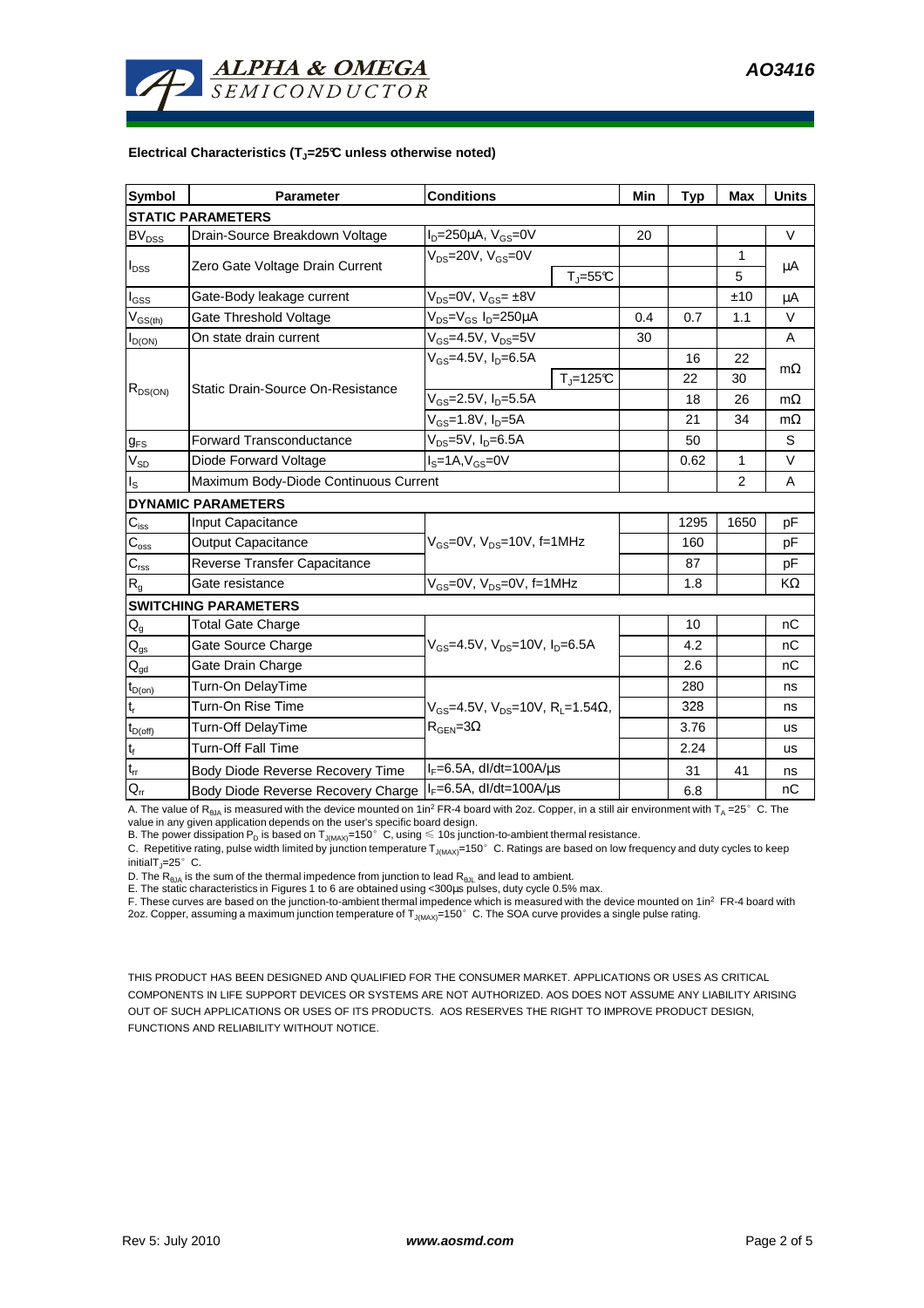## Electrical Characteristics ($T_J$=25°C unless otherwise noted)

| Symbol | Parameter | Conditions | | Min | Typ | Max | Units |
|---|---|---|---|---|---|---|---|
| **STATIC PARAMETERS** | | | | | | | |
| $BV_{DSS}$ | Drain-Source Breakdown Voltage | $I_D$=250µA, $V_{GS}$=0V | | 20 | | | V |
| $I_{DSS}$ | Zero Gate Voltage Drain Current | $V_{DS}$=20V, $V_{GS}$=0V | | | | 1 | µA |
| | | | $T_J$=55°C | | | 5 | |
| $I_{GSS}$ | Gate-Body leakage current | $V_{DS}$=0V, $V_{GS}$= ±8V | | | | ±10 | µA |
| $V_{GS(th)}$ | Gate Threshold Voltage | $V_{DS}$=$V_{GS}$ $I_D$=250µA | | 0.4 | 0.7 | 1.1 | V |
| $I_{D(ON)}$ | On state drain current | $V_{GS}$=4.5V, $V_{DS}$=5V | | 30 | | | A |
| $R_{DS(ON)}$ | Static Drain-Source On-Resistance | $V_{GS}$=4.5V, $I_D$=6.5A | | | 16 | 22 | mΩ |
| | | | $T_J$=125°C | | 22 | 30 | |
| | | $V_{GS}$=2.5V, $I_D$=5.5A | | | 18 | 26 | mΩ |
| | | $V_{GS}$=1.8V, $I_D$=5A | | | 21 | 34 | mΩ |
| $g_{FS}$ | Forward Transconductance | $V_{DS}$=5V, $I_D$=6.5A | | | 50 | | S |
| $V_{SD}$ | Diode Forward Voltage | $I_S$=1A,$V_{GS}$=0V | | | 0.62 | 1 | V |
| $I_S$ | Maximum Body-Diode Continuous Current | | | | | 2 | A |
| **DYNAMIC PARAMETERS** | | | | | | | |
| $C_{iss}$ | Input Capacitance | $V_{GS}$=0V, $V_{DS}$=10V, f=1MHz | | | 1295 | 1650 | pF |
| $C_{oss}$ | Output Capacitance | | | | 160 | | pF |
| $C_{rss}$ | Reverse Transfer Capacitance | | | | 87 | | pF |
| $R_g$ | Gate resistance | $V_{GS}$=0V, $V_{DS}$=0V, f=1MHz | | | 1.8 | | KΩ |
| **SWITCHING PARAMETERS** | | | | | | | |
| $Q_g$ | Total Gate Charge | $V_{GS}$=4.5V, $V_{DS}$=10V, $I_D$=6.5A | | | 10 | | nC |
| $Q_{gs}$ | Gate Source Charge | | | | 4.2 | | nC |
| $Q_{gd}$ | Gate Drain Charge | | | | 2.6 | | nC |
| $t_{D(on)}$ | Turn-On DelayTime | $V_{GS}$=4.5V, $V_{DS}$=10V, $R_L$=1.54Ω, $R_{GEN}$=3Ω | | | 280 | | ns |
| $t_r$ | Turn-On Rise Time | | | | 328 | | ns |
| $t_{D(off)}$ | Turn-Off DelayTime | | | | 3.76 | | us |
| $t_f$ | Turn-Off Fall Time | | | | 2.24 | | us |
| $t_{rr}$ | Body Diode Reverse Recovery Time | $I_F$=6.5A, dI/dt=100A/µs | | | 31 | 41 | ns |
| $Q_{rr}$ | Body Diode Reverse Recovery Charge | $I_F$=6.5A, dI/dt=100A/µs | | | 6.8 | | nC |

A. The value of $R_{\theta JA}$ is measured with the device mounted on 1in² FR-4 board with 2oz. Copper, in a still air environment with $T_A$ =25°C. The value in any given application depends on the user's specific board design.

B. The power dissipation $P_D$ is based on $T_{J(MAX)}$=150°C, using ≤ 10s junction-to-ambient thermal resistance.

C. Repetitive rating, pulse width limited by junction temperature $T_{J(MAX)}$=150°C. Ratings are based on low frequency and duty cycles to keep initial $T_J$=25°C.

D. The $R_{\theta JA}$ is the sum of the thermal impedence from junction to lead $R_{\theta JL}$ and lead to ambient.

E. The static characteristics in Figures 1 to 6 are obtained using <300µs pulses, duty cycle 0.5% max.

F. These curves are based on the junction-to-ambient thermal impedence which is measured with the device mounted on 1in² FR-4 board with 2oz. Copper, assuming a maximum junction temperature of $T_{J(MAX)}$=150°C. The SOA curve provides a single pulse rating.

THIS PRODUCT HAS BEEN DESIGNED AND QUALIFIED FOR THE CONSUMER MARKET. APPLICATIONS OR USES AS CRITICAL COMPONENTS IN LIFE SUPPORT DEVICES OR SYSTEMS ARE NOT AUTHORIZED. AOS DOES NOT ASSUME ANY LIABILITY ARISING OUT OF SUCH APPLICATIONS OR USES OF ITS PRODUCTS. AOS RESERVES THE RIGHT TO IMPROVE PRODUCT DESIGN, FUNCTIONS AND RELIABILITY WITHOUT NOTICE.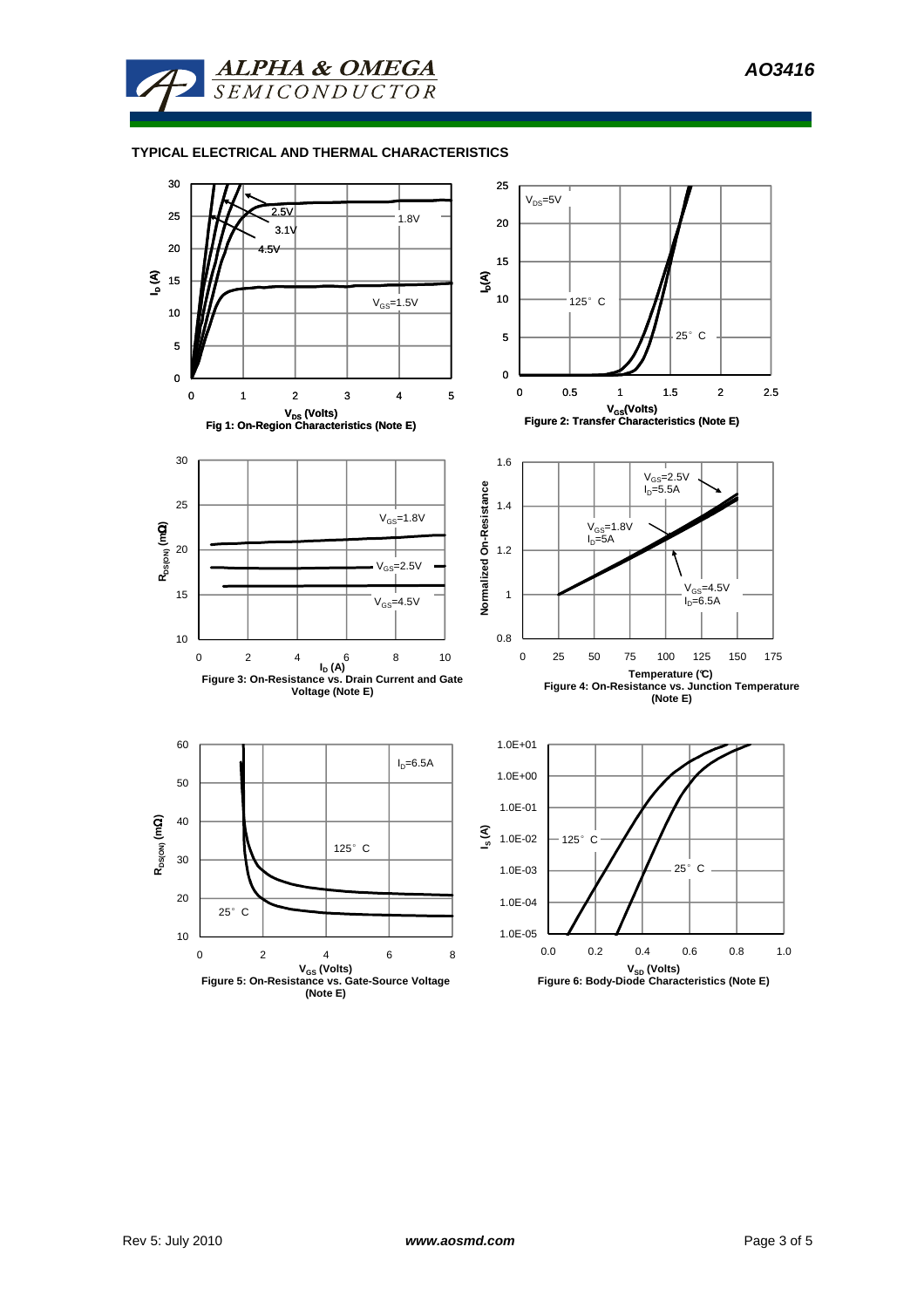## TYPICAL ELECTRICAL AND THERMAL CHARACTERISTICS

Fig 1: On-Region Characteristics (Note E)

Figure 2: Transfer Characteristics (Note E)

Figure 3: On-Resistance vs. Drain Current and Gate Voltage (Note E)

Figure 4: On-Resistance vs. Junction Temperature (Note E)

Figure 5: On-Resistance vs. Gate-Source Voltage (Note E)

Figure 6: Body-Diode Characteristics (Note E)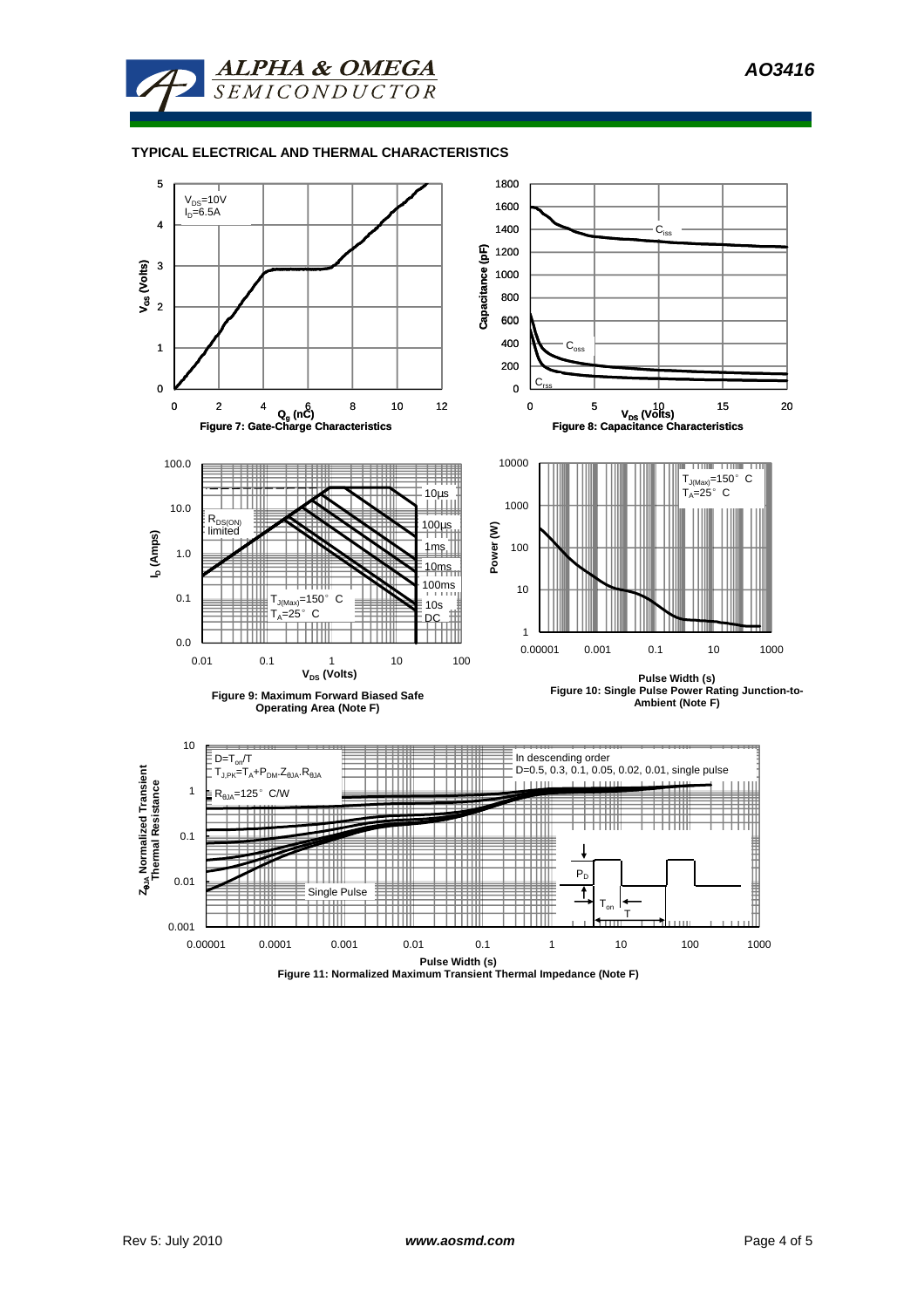## TYPICAL ELECTRICAL AND THERMAL CHARACTERISTICS

$V_{DS}$=10V
$I_D$=6.5A

$V_{GS}$ (Volts)

$Q_g$ (nC)

Figure 7: Gate-Charge Characteristics

$C_{iss}$

$C_{oss}$

$C_{rss}$

Capacitance (pF)

$V_{DS}$ (Volts)

Figure 8: Capacitance Characteristics

$R_{DS(ON)}$ limited

10µs

100µs

1ms

10ms

100ms

10s

DC

$T_{J(Max)}$=150° C
$T_A$=25° C

$I_D$ (Amps)

$V_{DS}$ (Volts)

Figure 9: Maximum Forward Biased Safe Operating Area (Note F)

$T_{J(Max)}$=150° C
$T_A$=25° C

Power (W)

Pulse Width (s)

Figure 10: Single Pulse Power Rating Junction-to-Ambient (Note F)

D=$T_{on}$/T
$T_{J,PK}=T_A+P_{DM}.Z_{\theta JA}.R_{\theta JA}$

$R_{\theta JA}$=125° C/W

In descending order
D=0.5, 0.3, 0.1, 0.05, 0.02, 0.01, single pulse

Single Pulse

$P_D$

$T_{on}$

T

$Z_{\theta JA}$ Normalized Transient Thermal Resistance

Pulse Width (s)

Figure 11: Normalized Maximum Transient Thermal Impedance (Note F)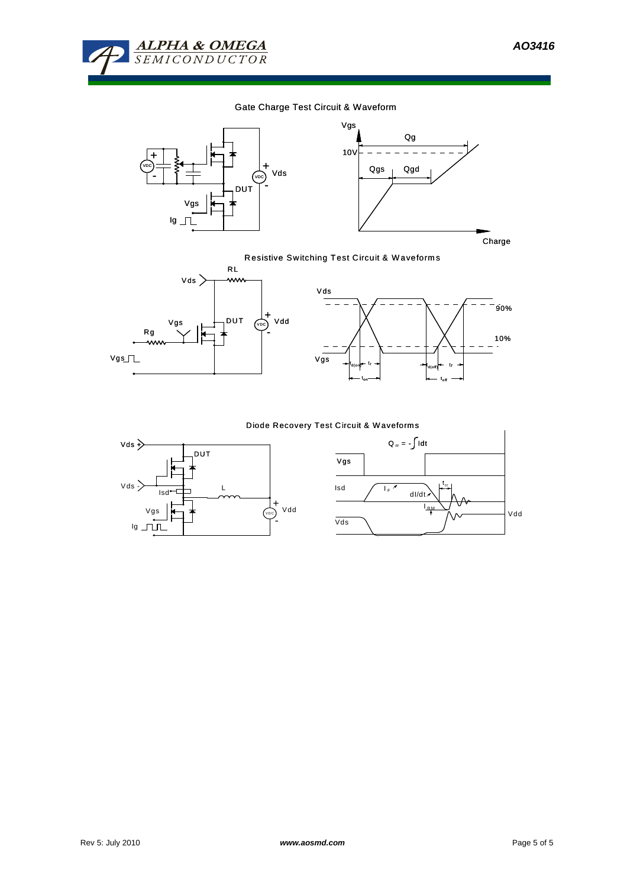## Gate Charge Test Circuit & Waveform

VDC
+
-
Vds
+
-
VDC
DUT
Vgs
Ig

Vgs
Qg
10V
Qgs
Qgd
Charge

## Resistive Switching Test Circuit & Waveforms

RL
Vds
Vgs
Rg
DUT
Vdd
+
-
VDC
Vgs

Vds
90%
10%
Vgs
$t_{d(on)}$
$t_r$
$t_{on}$
$t_{d(off)}$
$t_f$
$t_{off}$

## Diode Recovery Test Circuit & Waveforms

Vds +
DUT
Vds -
Isd
L
Vgs
Ig
+
-
VDC
Vdd

$Q_{rr} = -\int Idt$
Vgs
Isd
$I_F$
dI/dt
$t_{rr}$
$I_{RM}$
Vds
Vdd